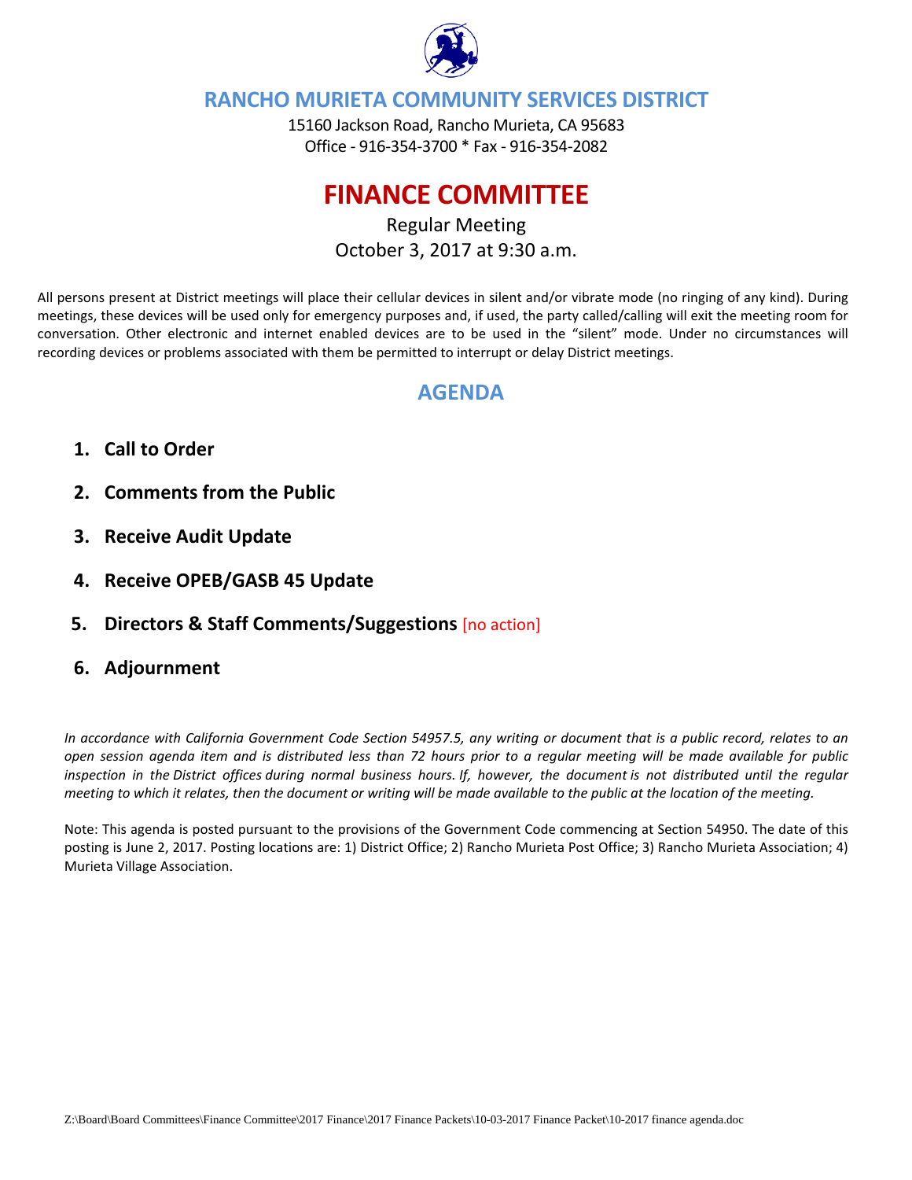# RANCHO MURIETA COMMUNITY SERVICES DISTRICT

15160 Jackson Road, Rancho Murieta, CA 95683
Office - 916-354-3700 * Fax - 916-354-2082

# FINANCE COMMITTEE

Regular Meeting
October 3, 2017 at 9:30 a.m.

All persons present at District meetings will place their cellular devices in silent and/or vibrate mode (no ringing of any kind). During meetings, these devices will be used only for emergency purposes and, if used, the party called/calling will exit the meeting room for conversation. Other electronic and internet enabled devices are to be used in the "silent" mode. Under no circumstances will recording devices or problems associated with them be permitted to interrupt or delay District meetings.

## AGENDA

1. **Call to Order**
2. **Comments from the Public**
3. **Receive Audit Update**
4. **Receive OPEB/GASB 45 Update**
5. **Directors & Staff Comments/Suggestions** [no action]
6. **Adjournment**

*In accordance with California Government Code Section 54957.5, any writing or document that is a public record, relates to an open session agenda item and is distributed less than 72 hours prior to a regular meeting will be made available for public inspection in the District offices during normal business hours. If, however, the document is not distributed until the regular meeting to which it relates, then the document or writing will be made available to the public at the location of the meeting.*

Note: This agenda is posted pursuant to the provisions of the Government Code commencing at Section 54950. The date of this posting is June 2, 2017. Posting locations are: 1) District Office; 2) Rancho Murieta Post Office; 3) Rancho Murieta Association; 4) Murieta Village Association.

Z:\Board\Board Committees\Finance Committee\2017 Finance\2017 Finance Packets\10-03-2017 Finance Packet\10-2017 finance agenda.doc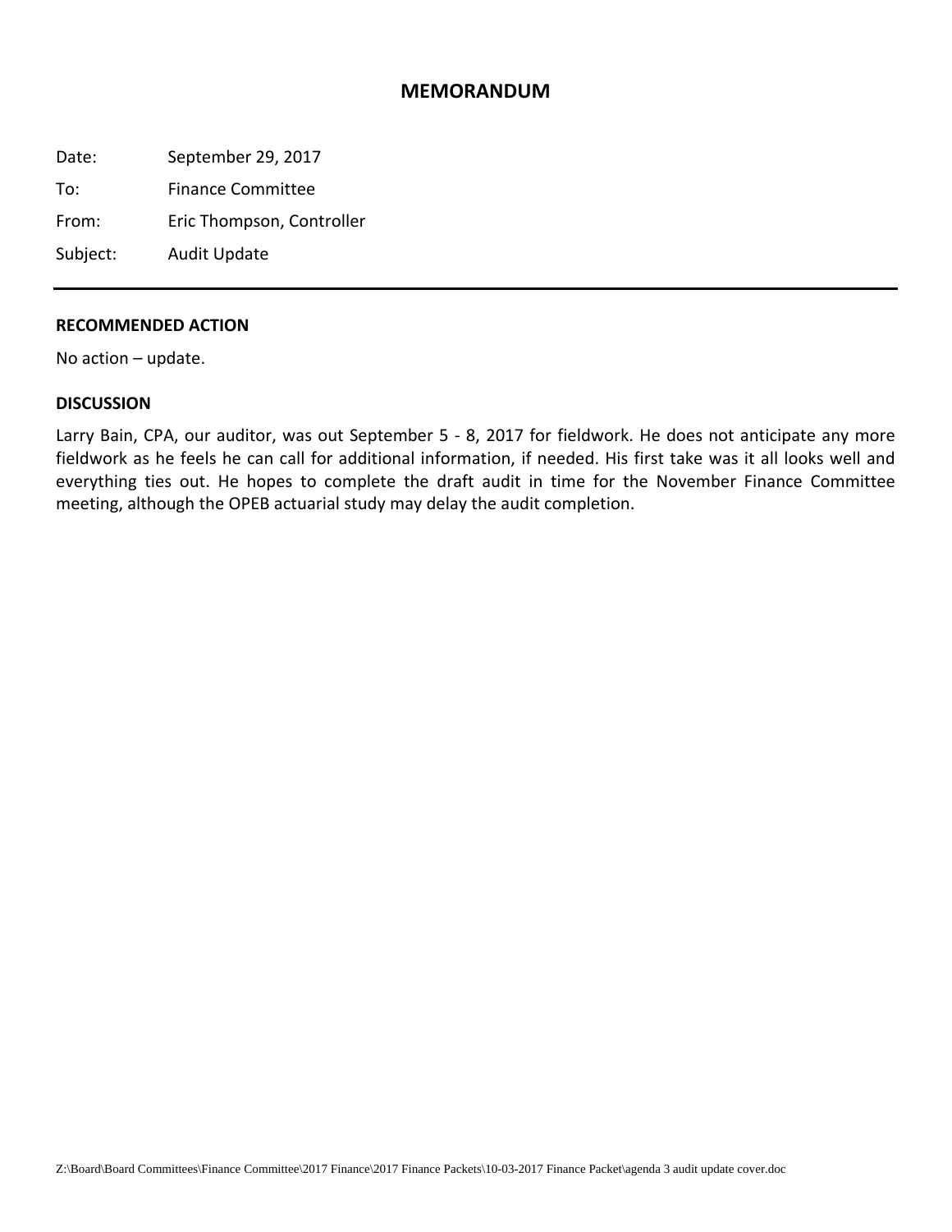# MEMORANDUM

Date: September 29, 2017

To: Finance Committee

From: Eric Thompson, Controller

Subject: Audit Update

---

**RECOMMENDED ACTION**

No action – update.

**DISCUSSION**

Larry Bain, CPA, our auditor, was out September 5 - 8, 2017 for fieldwork. He does not anticipate any more fieldwork as he feels he can call for additional information, if needed. His first take was it all looks well and everything ties out. He hopes to complete the draft audit in time for the November Finance Committee meeting, although the OPEB actuarial study may delay the audit completion.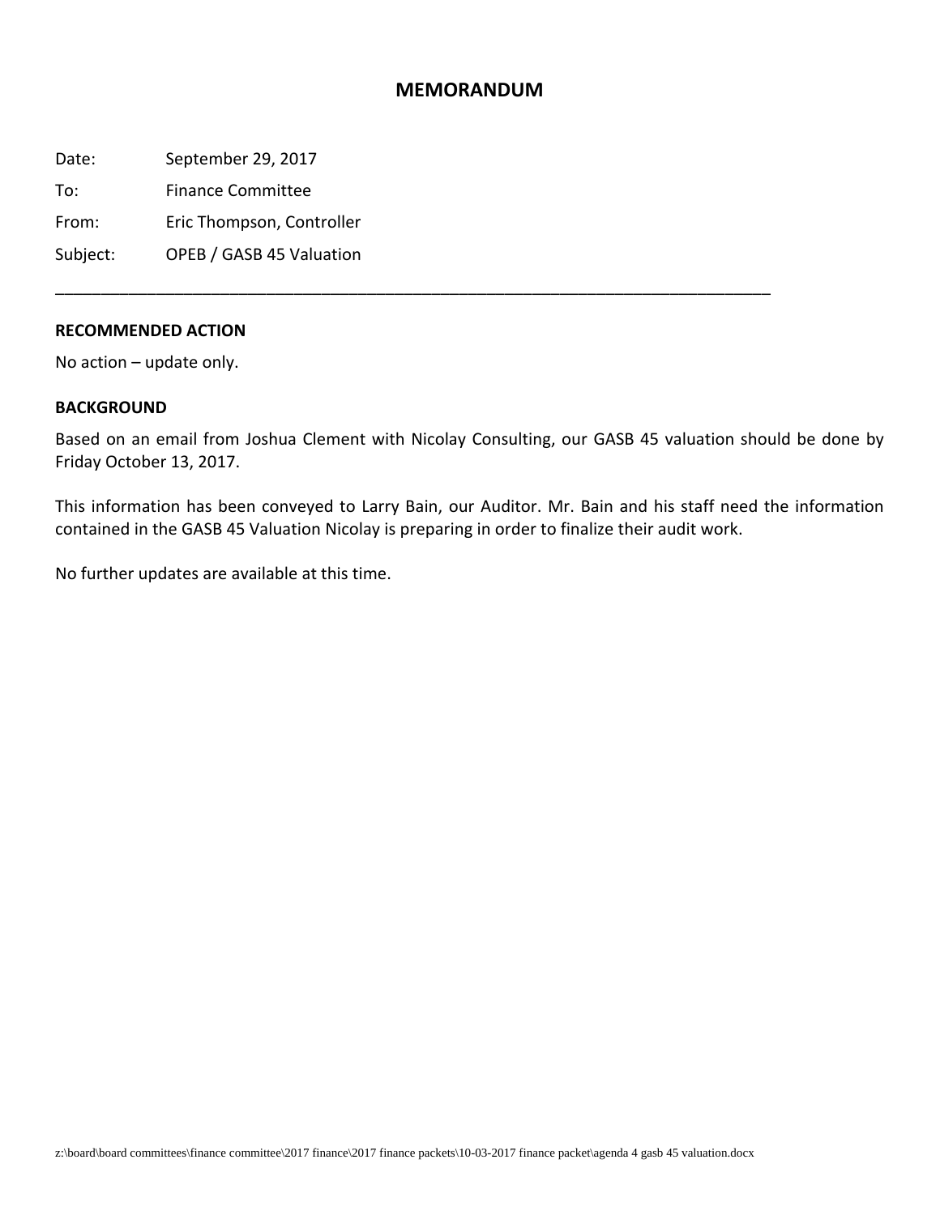# MEMORANDUM

Date: September 29, 2017

To: Finance Committee

From: Eric Thompson, Controller

Subject: OPEB / GASB 45 Valuation

---

**RECOMMENDED ACTION**

No action – update only.

**BACKGROUND**

Based on an email from Joshua Clement with Nicolay Consulting, our GASB 45 valuation should be done by Friday October 13, 2017.

This information has been conveyed to Larry Bain, our Auditor. Mr. Bain and his staff need the information contained in the GASB 45 Valuation Nicolay is preparing in order to finalize their audit work.

No further updates are available at this time.

z:\board\board committees\finance committee\2017 finance\2017 finance packets\10-03-2017 finance packet\agenda 4 gasb 45 valuation.docx